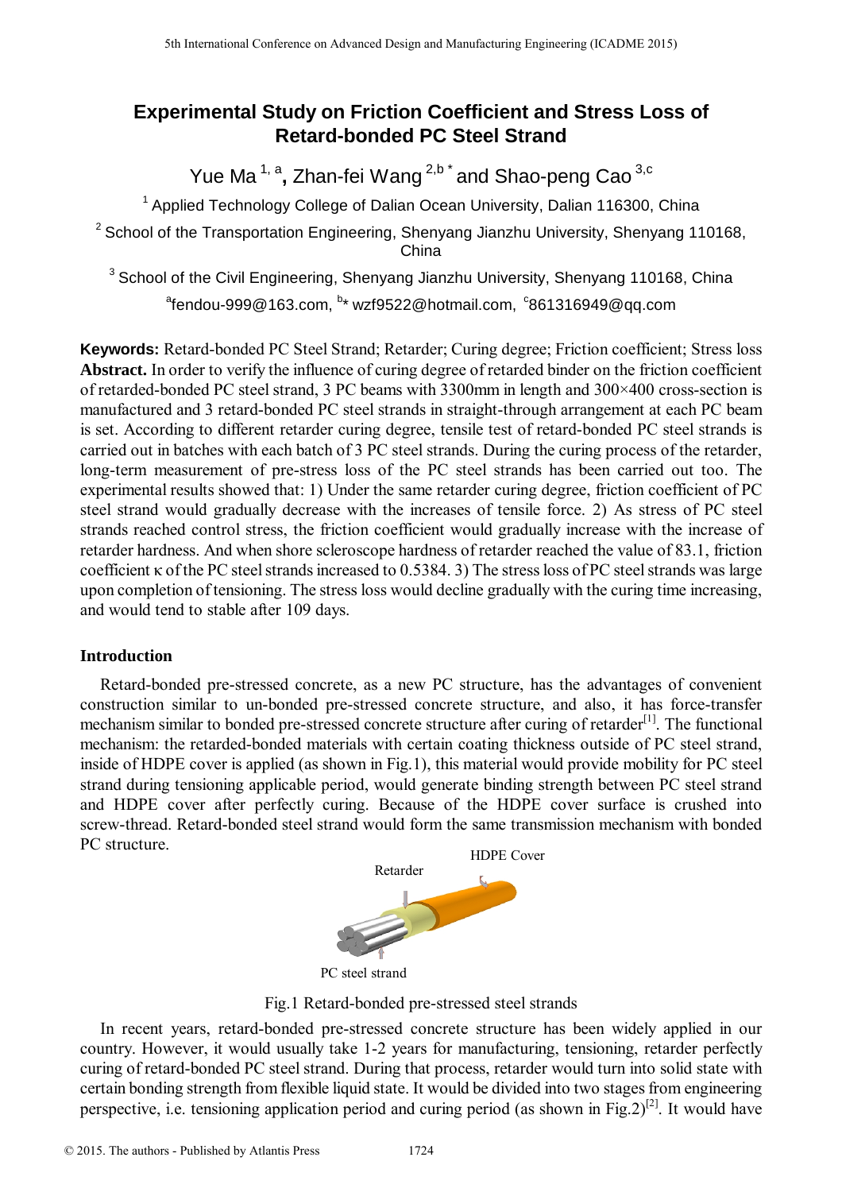# Experimental Study on Friction Coefficient and Stress Loss of Retard-bonded PC Steel Strand

Yue Ma [1, a], Zhan-fei Wang [2,b *] and Shao-peng Cao [3,c]

[1] Applied Technology College of Dalian Ocean University, Dalian 116300, China

[2] School of the Transportation Engineering, Shenyang Jianzhu University, Shenyang 110168, China

[3] School of the Civil Engineering, Shenyang Jianzhu University, Shenyang 110168, China

[a]fendou-999@163.com, [b]* wzf9522@hotmail.com, [c]861316949@qq.com

**Keywords:** Retard-bonded PC Steel Strand; Retarder; Curing degree; Friction coefficient; Stress loss

**Abstract.** In order to verify the influence of curing degree of retarded binder on the friction coefficient of retarded-bonded PC steel strand, 3 PC beams with 3300mm in length and 300×400 cross-section is manufactured and 3 retard-bonded PC steel strands in straight-through arrangement at each PC beam is set. According to different retarder curing degree, tensile test of retard-bonded PC steel strands is carried out in batches with each batch of 3 PC steel strands. During the curing process of the retarder, long-term measurement of pre-stress loss of the PC steel strands has been carried out too. The experimental results showed that: 1) Under the same retarder curing degree, friction coefficient of PC steel strand would gradually decrease with the increases of tensile force. 2) As stress of PC steel strands reached control stress, the friction coefficient would gradually increase with the increase of retarder hardness. And when shore scleroscope hardness of retarder reached the value of 83.1, friction coefficient $\kappa$ of the PC steel strands increased to 0.5384. 3) The stress loss of PC steel strands was large upon completion of tensioning. The stress loss would decline gradually with the curing time increasing, and would tend to stable after 109 days.

## Introduction

Retard-bonded pre-stressed concrete, as a new PC structure, has the advantages of convenient construction similar to un-bonded pre-stressed concrete structure, and also, it has force-transfer mechanism similar to bonded pre-stressed concrete structure after curing of retarder[1]. The functional mechanism: the retarded-bonded materials with certain coating thickness outside of PC steel strand, inside of HDPE cover is applied (as shown in Fig.1), this material would provide mobility for PC steel strand during tensioning applicable period, would generate binding strength between PC steel strand and HDPE cover after perfectly curing. Because of the HDPE cover surface is crushed into screw-thread. Retard-bonded steel strand would form the same transmission mechanism with bonded PC structure.

HDPE Cover

Retarder

PC steel strand

Fig.1 Retard-bonded pre-stressed steel strands

In recent years, retard-bonded pre-stressed concrete structure has been widely applied in our country. However, it would usually take 1-2 years for manufacturing, tensioning, retarder perfectly curing of retard-bonded PC steel strand. During that process, retarder would turn into solid state with certain bonding strength from flexible liquid state. It would be divided into two stages from engineering perspective, i.e. tensioning application period and curing period (as shown in Fig.2)[2]. It would have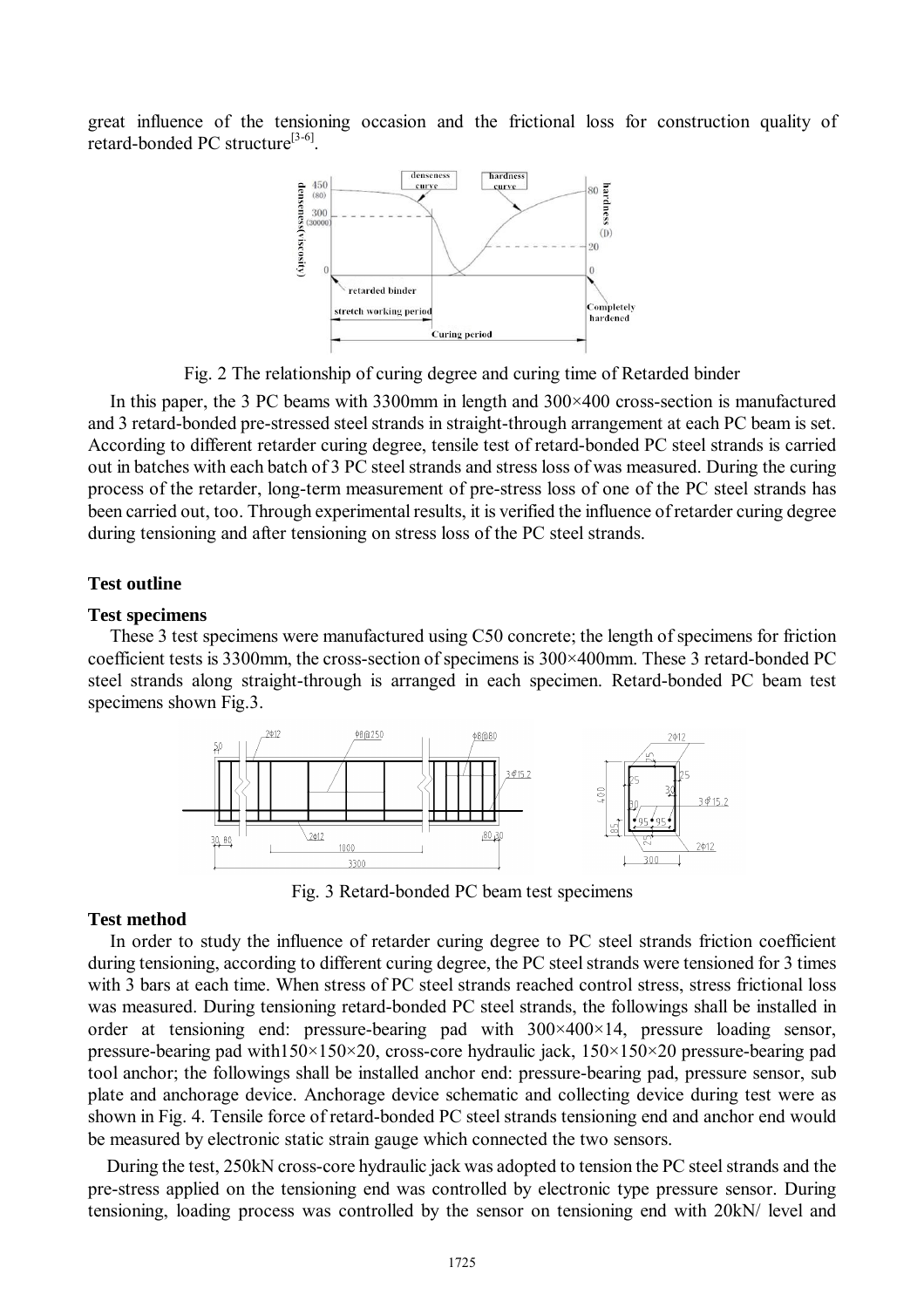great influence of the tensioning occasion and the frictional loss for construction quality of retard-bonded PC structure[3-6].

Fig. 2 The relationship of curing degree and curing time of Retarded binder

In this paper, the 3 PC beams with 3300mm in length and 300×400 cross-section is manufactured and 3 retard-bonded pre-stressed steel strands in straight-through arrangement at each PC beam is set. According to different retarder curing degree, tensile test of retard-bonded PC steel strands is carried out in batches with each batch of 3 PC steel strands and stress loss of was measured. During the curing process of the retarder, long-term measurement of pre-stress loss of one of the PC steel strands has been carried out, too. Through experimental results, it is verified the influence of retarder curing degree during tensioning and after tensioning on stress loss of the PC steel strands.

## Test outline

### Test specimens

These 3 test specimens were manufactured using C50 concrete; the length of specimens for friction coefficient tests is 3300mm, the cross-section of specimens is 300×400mm. These 3 retard-bonded PC steel strands along straight-through is arranged in each specimen. Retard-bonded PC beam test specimens shown Fig.3.

Fig. 3 Retard-bonded PC beam test specimens

### Test method

In order to study the influence of retarder curing degree to PC steel strands friction coefficient during tensioning, according to different curing degree, the PC steel strands were tensioned for 3 times with 3 bars at each time. When stress of PC steel strands reached control stress, stress frictional loss was measured. During tensioning retard-bonded PC steel strands, the followings shall be installed in order at tensioning end: pressure-bearing pad with 300×400×14, pressure loading sensor, pressure-bearing pad with150×150×20, cross-core hydraulic jack, 150×150×20 pressure-bearing pad tool anchor; the followings shall be installed anchor end: pressure-bearing pad, pressure sensor, sub plate and anchorage device. Anchorage device schematic and collecting device during test were as shown in Fig. 4. Tensile force of retard-bonded PC steel strands tensioning end and anchor end would be measured by electronic static strain gauge which connected the two sensors.

During the test, 250kN cross-core hydraulic jack was adopted to tension the PC steel strands and the pre-stress applied on the tensioning end was controlled by electronic type pressure sensor. During tensioning, loading process was controlled by the sensor on tensioning end with 20kN/ level and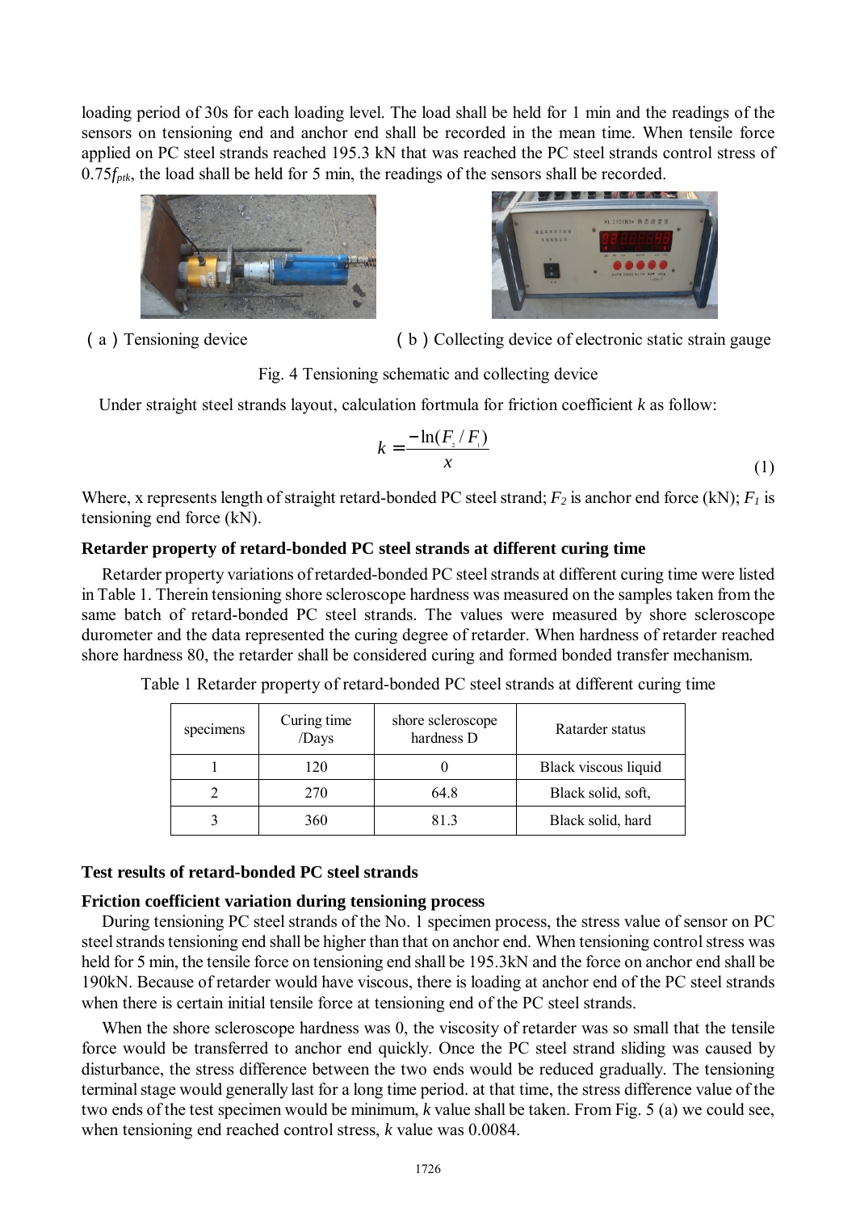loading period of 30s for each loading level. The load shall be held for 1 min and the readings of the sensors on tensioning end and anchor end shall be recorded in the mean time. When tensile force applied on PC steel strands reached 195.3 kN that was reached the PC steel strands control stress of $0.75f_{ptk}$, the load shall be held for 5 min, the readings of the sensors shall be recorded.

(a) Tensioning device (b) Collecting device of electronic static strain gauge

Fig. 4 Tensioning schematic and collecting device

Under straight steel strands layout, calculation fortmula for friction coefficient *k* as follow:

$$k = \frac{-\ln(F_2 / F_1)}{x} \tag{1}$$

Where, x represents length of straight retard-bonded PC steel strand; $F_2$ is anchor end force (kN); $F_1$ is tensioning end force (kN).

### Retarder property of retard-bonded PC steel strands at different curing time

Retarder property variations of retarded-bonded PC steel strands at different curing time were listed in Table 1. Therein tensioning shore scleroscope hardness was measured on the samples taken from the same batch of retard-bonded PC steel strands. The values were measured by shore scleroscope durometer and the data represented the curing degree of retarder. When hardness of retarder reached shore hardness 80, the retarder shall be considered curing and formed bonded transfer mechanism.

Table 1 Retarder property of retard-bonded PC steel strands at different curing time

| specimens | Curing time /Days | shore scleroscope hardness D | Ratarder status |
|---|---|---|---|
| 1 | 120 | 0 | Black viscous liquid |
| 2 | 270 | 64.8 | Black solid, soft, |
| 3 | 360 | 81.3 | Black solid, hard |

### Test results of retard-bonded PC steel strands

### Friction coefficient variation during tensioning process

During tensioning PC steel strands of the No. 1 specimen process, the stress value of sensor on PC steel strands tensioning end shall be higher than that on anchor end. When tensioning control stress was held for 5 min, the tensile force on tensioning end shall be 195.3kN and the force on anchor end shall be 190kN. Because of retarder would have viscous, there is loading at anchor end of the PC steel strands when there is certain initial tensile force at tensioning end of the PC steel strands.

When the shore scleroscope hardness was 0, the viscosity of retarder was so small that the tensile force would be transferred to anchor end quickly. Once the PC steel strand sliding was caused by disturbance, the stress difference between the two ends would be reduced gradually. The tensioning terminal stage would generally last for a long time period. at that time, the stress difference value of the two ends of the test specimen would be minimum, *k* value shall be taken. From Fig. 5 (a) we could see, when tensioning end reached control stress, *k* value was 0.0084.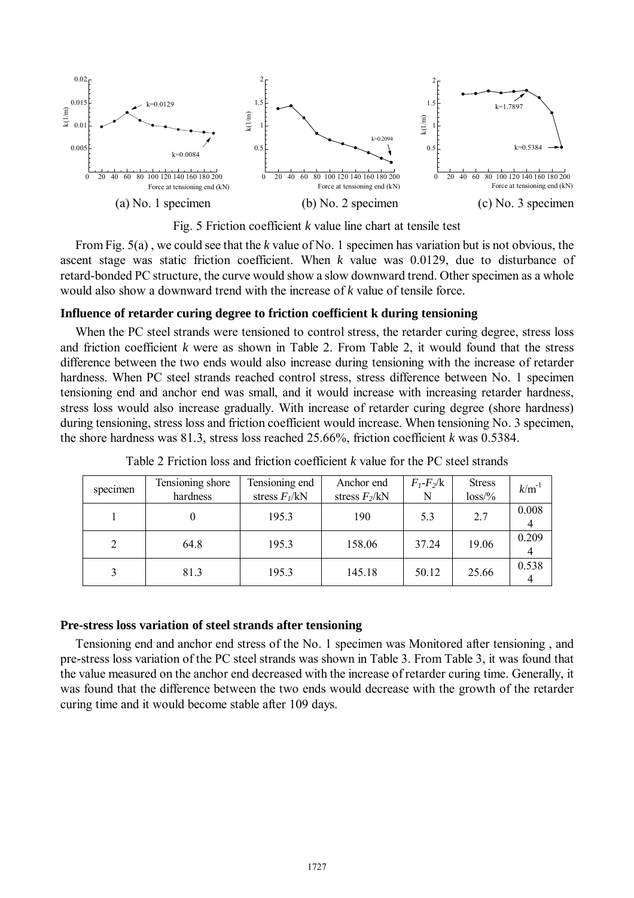(a) No. 1 specimen (b) No. 2 specimen (c) No. 3 specimen

Fig. 5 Friction coefficient *k* value line chart at tensile test

From Fig. 5(a) , we could see that the *k* value of No. 1 specimen has variation but is not obvious, the ascent stage was static friction coefficient. When *k* value was 0.0129, due to disturbance of retard-bonded PC structure, the curve would show a slow downward trend. Other specimen as a whole would also show a downward trend with the increase of *k* value of tensile force.

**Influence of retarder curing degree to friction coefficient k during tensioning**

When the PC steel strands were tensioned to control stress, the retarder curing degree, stress loss and friction coefficient *k* were as shown in Table 2. From Table 2, it would found that the stress difference between the two ends would also increase during tensioning with the increase of retarder hardness. When PC steel strands reached control stress, stress difference between No. 1 specimen tensioning end and anchor end was small, and it would increase with increasing retarder hardness, stress loss would also increase gradually. With increase of retarder curing degree (shore hardness) during tensioning, stress loss and friction coefficient would increase. When tensioning No. 3 specimen, the shore hardness was 81.3, stress loss reached 25.66%, friction coefficient *k* was 0.5384.

Table 2 Friction loss and friction coefficient *k* value for the PC steel strands

| specimen | Tensioning shore hardness | Tensioning end stress $F_1$/kN | Anchor end stress $F_2$/kN | $F_1$-$F_2$/kN | Stress loss/% | $k$/m$^{-1}$ |
|---|---|---|---|---|---|---|
| 1 | 0 | 195.3 | 190 | 5.3 | 2.7 | 0.0084 |
| 2 | 64.8 | 195.3 | 158.06 | 37.24 | 19.06 | 0.2094 |
| 3 | 81.3 | 195.3 | 145.18 | 50.12 | 25.66 | 0.5384 |

**Pre-stress loss variation of steel strands after tensioning**

Tensioning end and anchor end stress of the No. 1 specimen was Monitored after tensioning , and pre-stress loss variation of the PC steel strands was shown in Table 3. From Table 3, it was found that the value measured on the anchor end decreased with the increase of retarder curing time. Generally, it was found that the difference between the two ends would decrease with the growth of the retarder curing time and it would become stable after 109 days.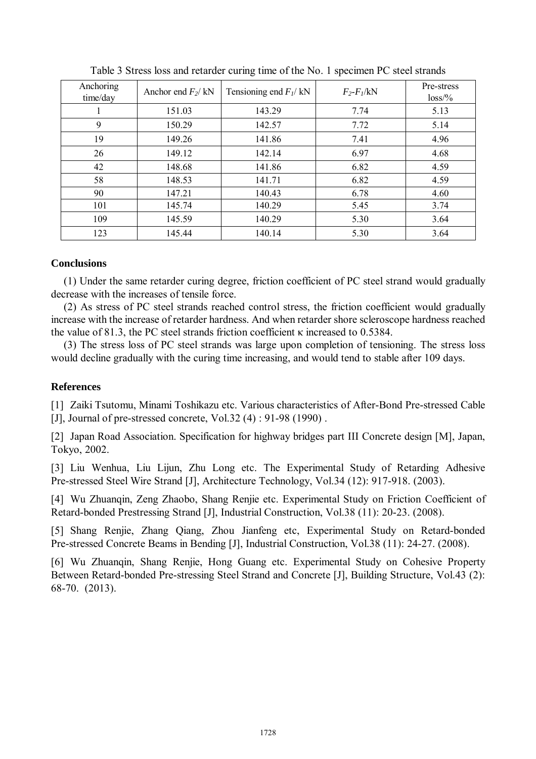Table 3 Stress loss and retarder curing time of the No. 1 specimen PC steel strands

| Anchoring time/day | Anchor end $F_2$/ kN | Tensioning end $F_1$/ kN | $F_2$-$F_1$/kN | Pre-stress loss/% |
|---|---|---|---|---|
| 1 | 151.03 | 143.29 | 7.74 | 5.13 |
| 9 | 150.29 | 142.57 | 7.72 | 5.14 |
| 19 | 149.26 | 141.86 | 7.41 | 4.96 |
| 26 | 149.12 | 142.14 | 6.97 | 4.68 |
| 42 | 148.68 | 141.86 | 6.82 | 4.59 |
| 58 | 148.53 | 141.71 | 6.82 | 4.59 |
| 90 | 147.21 | 140.43 | 6.78 | 4.60 |
| 101 | 145.74 | 140.29 | 5.45 | 3.74 |
| 109 | 145.59 | 140.29 | 5.30 | 3.64 |
| 123 | 145.44 | 140.14 | 5.30 | 3.64 |

## Conclusions

(1) Under the same retarder curing degree, friction coefficient of PC steel strand would gradually decrease with the increases of tensile force.

(2) As stress of PC steel strands reached control stress, the friction coefficient would gradually increase with the increase of retarder hardness. And when retarder shore scleroscope hardness reached the value of 81.3, the PC steel strands friction coefficient $\kappa$ increased to 0.5384.

(3) The stress loss of PC steel strands was large upon completion of tensioning. The stress loss would decline gradually with the curing time increasing, and would tend to stable after 109 days.

## References

[1] Zaiki Tsutomu, Minami Toshikazu etc. Various characteristics of After-Bond Pre-stressed Cable [J], Journal of pre-stressed concrete, Vol.32 (4) : 91-98 (1990) .

[2] Japan Road Association. Specification for highway bridges part III Concrete design [M], Japan, Tokyo, 2002.

[3] Liu Wenhua, Liu Lijun, Zhu Long etc. The Experimental Study of Retarding Adhesive Pre-stressed Steel Wire Strand [J], Architecture Technology, Vol.34 (12): 917-918. (2003).

[4] Wu Zhuanqin, Zeng Zhaobo, Shang Renjie etc. Experimental Study on Friction Coefficient of Retard-bonded Prestressing Strand [J], Industrial Construction, Vol.38 (11): 20-23. (2008).

[5] Shang Renjie, Zhang Qiang, Zhou Jianfeng etc, Experimental Study on Retard-bonded Pre-stressed Concrete Beams in Bending [J], Industrial Construction, Vol.38 (11): 24-27. (2008).

[6] Wu Zhuanqin, Shang Renjie, Hong Guang etc. Experimental Study on Cohesive Property Between Retard-bonded Pre-stressing Steel Strand and Concrete [J], Building Structure, Vol.43 (2): 68-70. (2013).